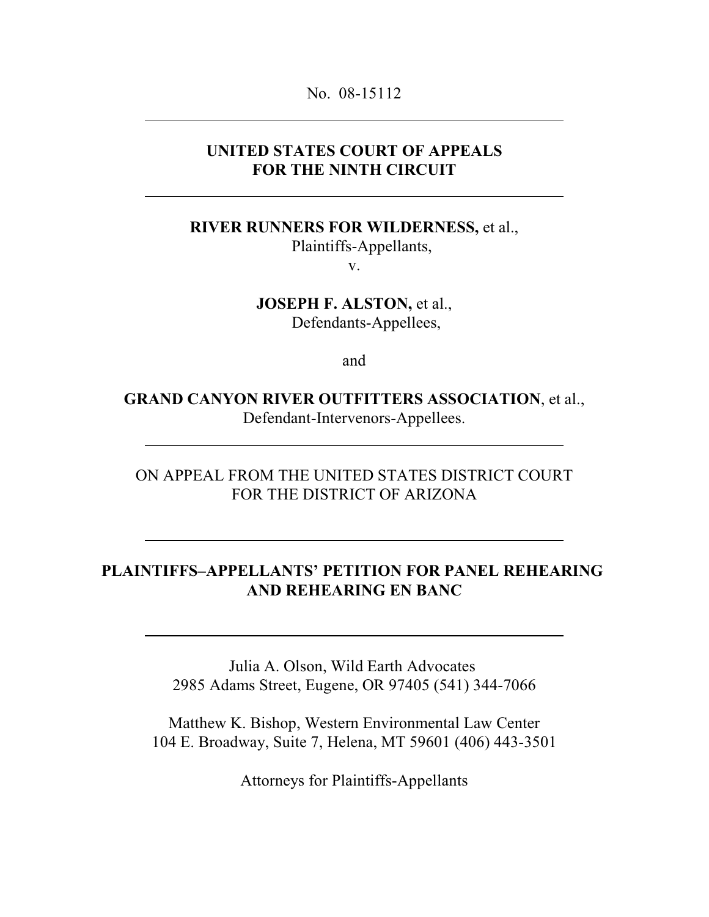No. 08-15112

---

**UNITED STATES COURT OF APPEALS**
**FOR THE NINTH CIRCUIT**

---

**RIVER RUNNERS FOR WILDERNESS,** et al.,
Plaintiffs-Appellants,
v.

**JOSEPH F. ALSTON,** et al.,
Defendants-Appellees,

and

**GRAND CANYON RIVER OUTFITTERS ASSOCIATION**, et al.,
Defendant-Intervenors-Appellees.

---

ON APPEAL FROM THE UNITED STATES DISTRICT COURT
FOR THE DISTRICT OF ARIZONA

---

**PLAINTIFFS–APPELLANTS' PETITION FOR PANEL REHEARING AND REHEARING EN BANC**

---

Julia A. Olson, Wild Earth Advocates
2985 Adams Street, Eugene, OR 97405 (541) 344-7066

Matthew K. Bishop, Western Environmental Law Center
104 E. Broadway, Suite 7, Helena, MT 59601 (406) 443-3501

Attorneys for Plaintiffs-Appellants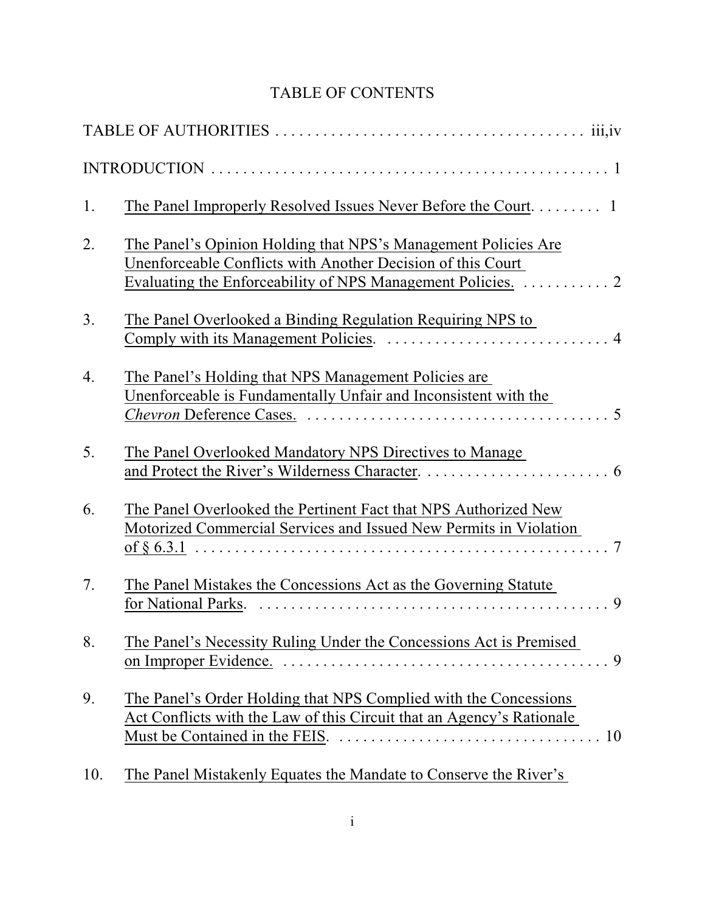# TABLE OF CONTENTS

TABLE OF AUTHORITIES . . . . . . . . . . . . . . . . . . . . . . . . . . . . . . . . . . . . . . . iii,iv

INTRODUCTION . . . . . . . . . . . . . . . . . . . . . . . . . . . . . . . . . . . . . . . . . . . . . . . . . . 1

1. The Panel Improperly Resolved Issues Never Before the Court. . . . . . . . . 1

2. The Panel's Opinion Holding that NPS's Management Policies Are Unenforceable Conflicts with Another Decision of this Court Evaluating the Enforceability of NPS Management Policies. . . . . . . . . . . . 2

3. The Panel Overlooked a Binding Regulation Requiring NPS to Comply with its Management Policies. . . . . . . . . . . . . . . . . . . . . . . . . . . . . 4

4. The Panel's Holding that NPS Management Policies are Unenforceable is Fundamentally Unfair and Inconsistent with the *Chevron* Deference Cases. . . . . . . . . . . . . . . . . . . . . . . . . . . . . . . . . . . . . . 5

5. The Panel Overlooked Mandatory NPS Directives to Manage and Protect the River's Wilderness Character. . . . . . . . . . . . . . . . . . . . . . . . 6

6. The Panel Overlooked the Pertinent Fact that NPS Authorized New Motorized Commercial Services and Issued New Permits in Violation of § 6.3.1 . . . . . . . . . . . . . . . . . . . . . . . . . . . . . . . . . . . . . . . . . . . . . . . . . . 7

7. The Panel Mistakes the Concessions Act as the Governing Statute for National Parks. . . . . . . . . . . . . . . . . . . . . . . . . . . . . . . . . . . . . . . . . . . . . . 9

8. The Panel's Necessity Ruling Under the Concessions Act is Premised on Improper Evidence. . . . . . . . . . . . . . . . . . . . . . . . . . . . . . . . . . . . . . . . . . 9

9. The Panel's Order Holding that NPS Complied with the Concessions Act Conflicts with the Law of this Circuit that an Agency's Rationale Must be Contained in the FEIS. . . . . . . . . . . . . . . . . . . . . . . . . . . . . . . . . . 10

10. The Panel Mistakenly Equates the Mandate to Conserve the River's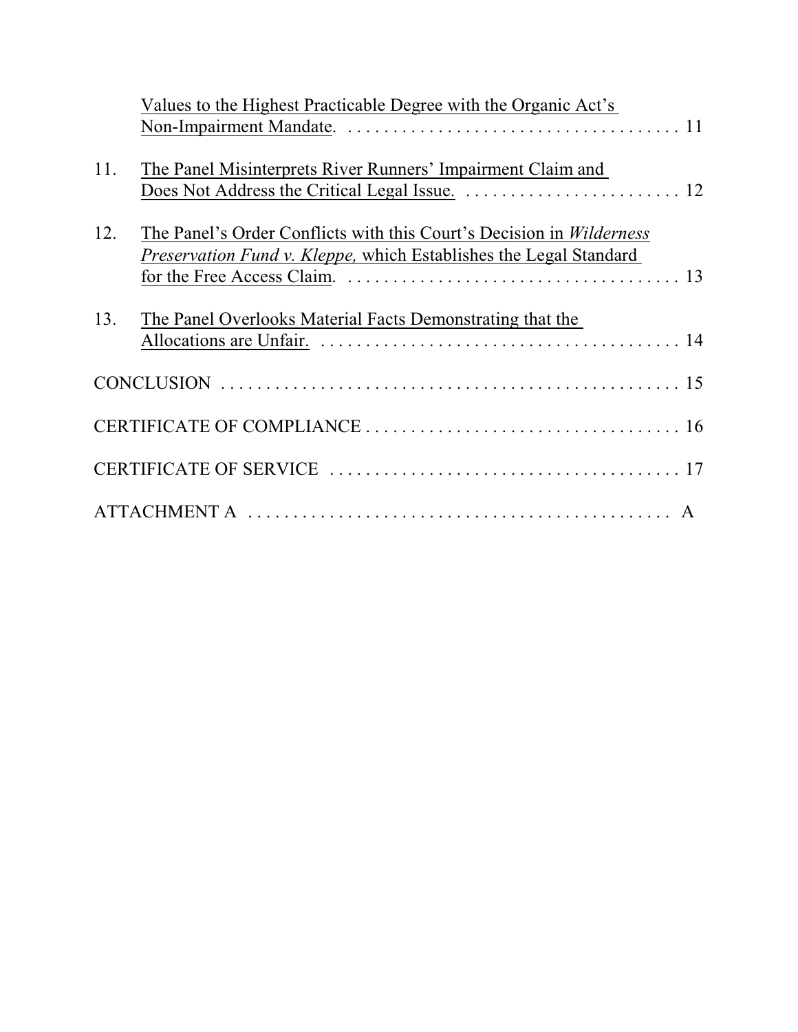Values to the Highest Practicable Degree with the Organic Act's Non-Impairment Mandate. . . . . . . . . . . . . . . . . . . . . . . . . . . . . . . . . . . . . 11

11. The Panel Misinterprets River Runners' Impairment Claim and Does Not Address the Critical Legal Issue. . . . . . . . . . . . . . . . . . . . . . . . 12

12. The Panel's Order Conflicts with this Court's Decision in *Wilderness Preservation Fund v. Kleppe,* which Establishes the Legal Standard for the Free Access Claim. . . . . . . . . . . . . . . . . . . . . . . . . . . . . . . . . . . . . 13

13. The Panel Overlooks Material Facts Demonstrating that the Allocations are Unfair. . . . . . . . . . . . . . . . . . . . . . . . . . . . . . . . . . . . . . . . 14

CONCLUSION . . . . . . . . . . . . . . . . . . . . . . . . . . . . . . . . . . . . . . . . . . . . . . . . . . . 15

CERTIFICATE OF COMPLIANCE . . . . . . . . . . . . . . . . . . . . . . . . . . . . . . . . . . 16

CERTIFICATE OF SERVICE . . . . . . . . . . . . . . . . . . . . . . . . . . . . . . . . . . . . . . 17

ATTACHMENT A . . . . . . . . . . . . . . . . . . . . . . . . . . . . . . . . . . . . . . . . . . . . . . . A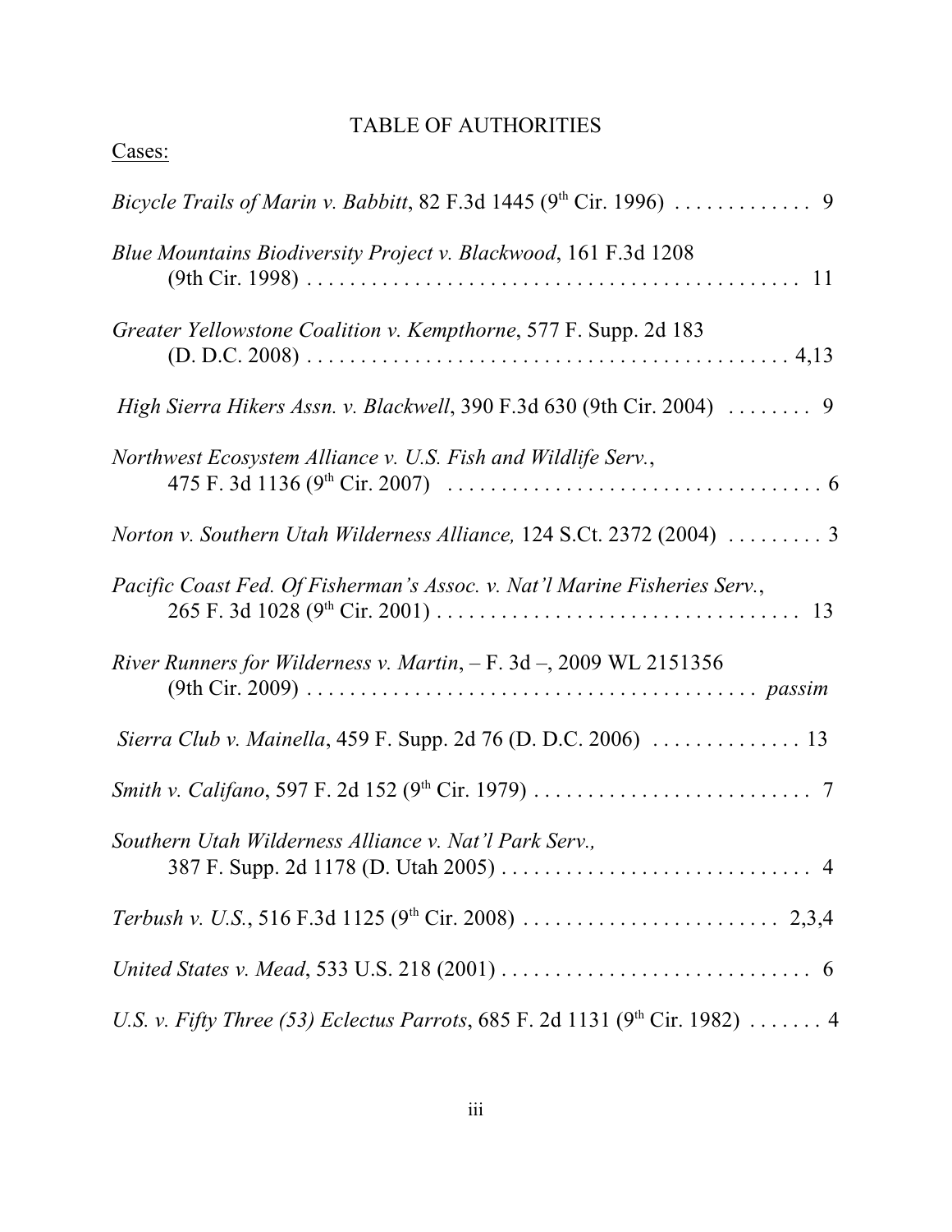# TABLE OF AUTHORITIES

Cases:

*Bicycle Trails of Marin v. Babbitt*, 82 F.3d 1445 (9th Cir. 1996) . . . . . . . . . . . . . 9

*Blue Mountains Biodiversity Project v. Blackwood*, 161 F.3d 1208 (9th Cir. 1998) . . . . . . . . . . . . . . . . . . . . . . . . . . . . . . . . . . . . . . . . . . . . . 11

*Greater Yellowstone Coalition v. Kempthorne*, 577 F. Supp. 2d 183 (D. D.C. 2008) . . . . . . . . . . . . . . . . . . . . . . . . . . . . . . . . . . . . . . . . . . . . 4,13

*High Sierra Hikers Assn. v. Blackwell*, 390 F.3d 630 (9th Cir. 2004) . . . . . . . . 9

*Northwest Ecosystem Alliance v. U.S. Fish and Wildlife Serv.*, 475 F. 3d 1136 (9th Cir. 2007) . . . . . . . . . . . . . . . . . . . . . . . . . . . . . . . . . . . 6

*Norton v. Southern Utah Wilderness Alliance,* 124 S.Ct. 2372 (2004) . . . . . . . . . 3

*Pacific Coast Fed. Of Fisherman's Assoc. v. Nat'l Marine Fisheries Serv.*, 265 F. 3d 1028 (9th Cir. 2001) . . . . . . . . . . . . . . . . . . . . . . . . . . . . . . . . . 13

*River Runners for Wilderness v. Martin*, – F. 3d –, 2009 WL 2151356 (9th Cir. 2009) . . . . . . . . . . . . . . . . . . . . . . . . . . . . . . . . . . . . . . . . . *passim*

*Sierra Club v. Mainella*, 459 F. Supp. 2d 76 (D. D.C. 2006) . . . . . . . . . . . . . . 13

*Smith v. Califano*, 597 F. 2d 152 (9th Cir. 1979) . . . . . . . . . . . . . . . . . . . . . . . . . . 7

*Southern Utah Wilderness Alliance v. Nat'l Park Serv.,* 387 F. Supp. 2d 1178 (D. Utah 2005) . . . . . . . . . . . . . . . . . . . . . . . . . . . . . 4

*Terbush v. U.S.*, 516 F.3d 1125 (9th Cir. 2008) . . . . . . . . . . . . . . . . . . . . . . . . 2,3,4

*United States v. Mead*, 533 U.S. 218 (2001) . . . . . . . . . . . . . . . . . . . . . . . . . . . . . 6

*U.S. v. Fifty Three (53) Eclectus Parrots*, 685 F. 2d 1131 (9th Cir. 1982) . . . . . . . 4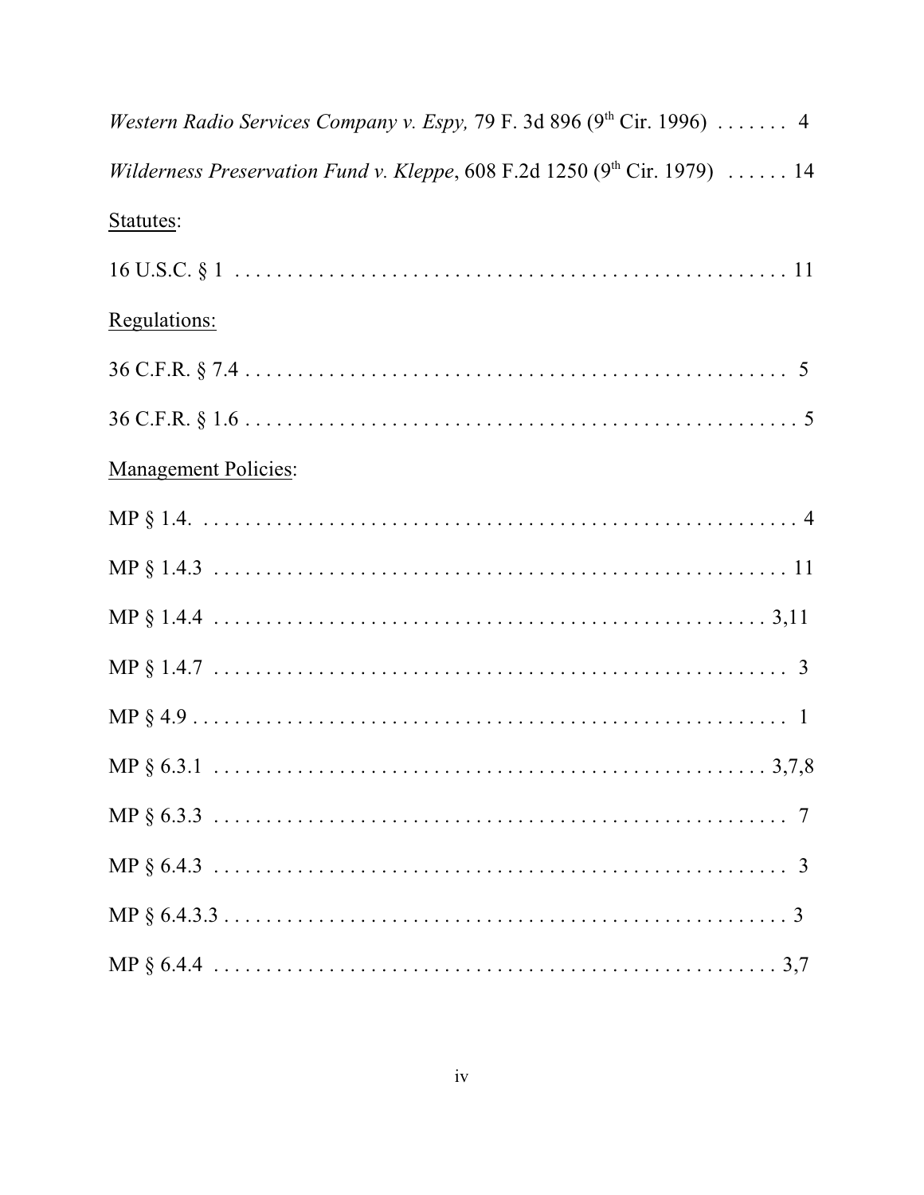*Western Radio Services Company v. Espy,* 79 F. 3d 896 (9th Cir. 1996) . . . . . . . 4

*Wilderness Preservation Fund v. Kleppe*, 608 F.2d 1250 (9th Cir. 1979) . . . . . . 14

Statutes:

16 U.S.C. § 1 . . . . . . . . . . . . . . . . . . . . . . . . . . . . . . . . . . . . . . . . . . . . . . . . . . . 11

Regulations:

36 C.F.R. § 7.4 . . . . . . . . . . . . . . . . . . . . . . . . . . . . . . . . . . . . . . . . . . . . . . . . . . 5

36 C.F.R. § 1.6 . . . . . . . . . . . . . . . . . . . . . . . . . . . . . . . . . . . . . . . . . . . . . . . . . . 5

Management Policies:

MP § 1.4. . . . . . . . . . . . . . . . . . . . . . . . . . . . . . . . . . . . . . . . . . . . . . . . . . . . . . 4

MP § 1.4.3 . . . . . . . . . . . . . . . . . . . . . . . . . . . . . . . . . . . . . . . . . . . . . . . . . . . . 11

MP § 1.4.4 . . . . . . . . . . . . . . . . . . . . . . . . . . . . . . . . . . . . . . . . . . . . . . . . . . 3,11

MP § 1.4.7 . . . . . . . . . . . . . . . . . . . . . . . . . . . . . . . . . . . . . . . . . . . . . . . . . . . . 3

MP § 4.9 . . . . . . . . . . . . . . . . . . . . . . . . . . . . . . . . . . . . . . . . . . . . . . . . . . . . . 1

MP § 6.3.1 . . . . . . . . . . . . . . . . . . . . . . . . . . . . . . . . . . . . . . . . . . . . . . . . . 3,7,8

MP § 6.3.3 . . . . . . . . . . . . . . . . . . . . . . . . . . . . . . . . . . . . . . . . . . . . . . . . . . . . 7

MP § 6.4.3 . . . . . . . . . . . . . . . . . . . . . . . . . . . . . . . . . . . . . . . . . . . . . . . . . . . . 3

MP § 6.4.3.3 . . . . . . . . . . . . . . . . . . . . . . . . . . . . . . . . . . . . . . . . . . . . . . . . . . 3

MP § 6.4.4 . . . . . . . . . . . . . . . . . . . . . . . . . . . . . . . . . . . . . . . . . . . . . . . . . . 3,7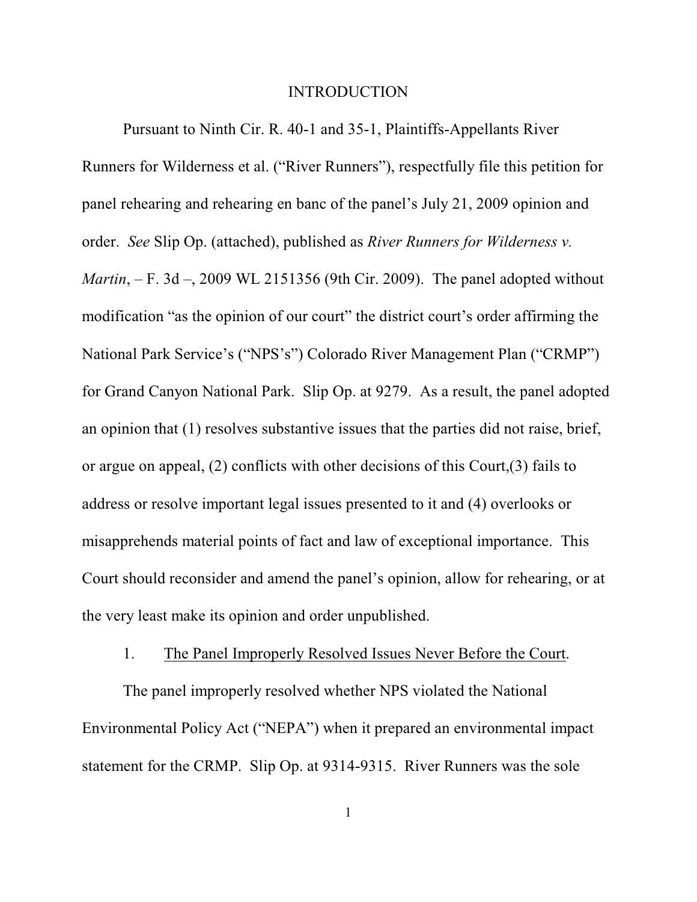## INTRODUCTION

Pursuant to Ninth Cir. R. 40-1 and 35-1, Plaintiffs-Appellants River Runners for Wilderness et al. ("River Runners"), respectfully file this petition for panel rehearing and rehearing en banc of the panel's July 21, 2009 opinion and order. *See* Slip Op. (attached), published as *River Runners for Wilderness v. Martin*, – F. 3d –, 2009 WL 2151356 (9th Cir. 2009). The panel adopted without modification "as the opinion of our court" the district court's order affirming the National Park Service's ("NPS's") Colorado River Management Plan ("CRMP") for Grand Canyon National Park. Slip Op. at 9279. As a result, the panel adopted an opinion that (1) resolves substantive issues that the parties did not raise, brief, or argue on appeal, (2) conflicts with other decisions of this Court,(3) fails to address or resolve important legal issues presented to it and (4) overlooks or misapprehends material points of fact and law of exceptional importance. This Court should reconsider and amend the panel's opinion, allow for rehearing, or at the very least make its opinion and order unpublished.

1. <u>The Panel Improperly Resolved Issues Never Before the Court</u>.

The panel improperly resolved whether NPS violated the National Environmental Policy Act ("NEPA") when it prepared an environmental impact statement for the CRMP. Slip Op. at 9314-9315. River Runners was the sole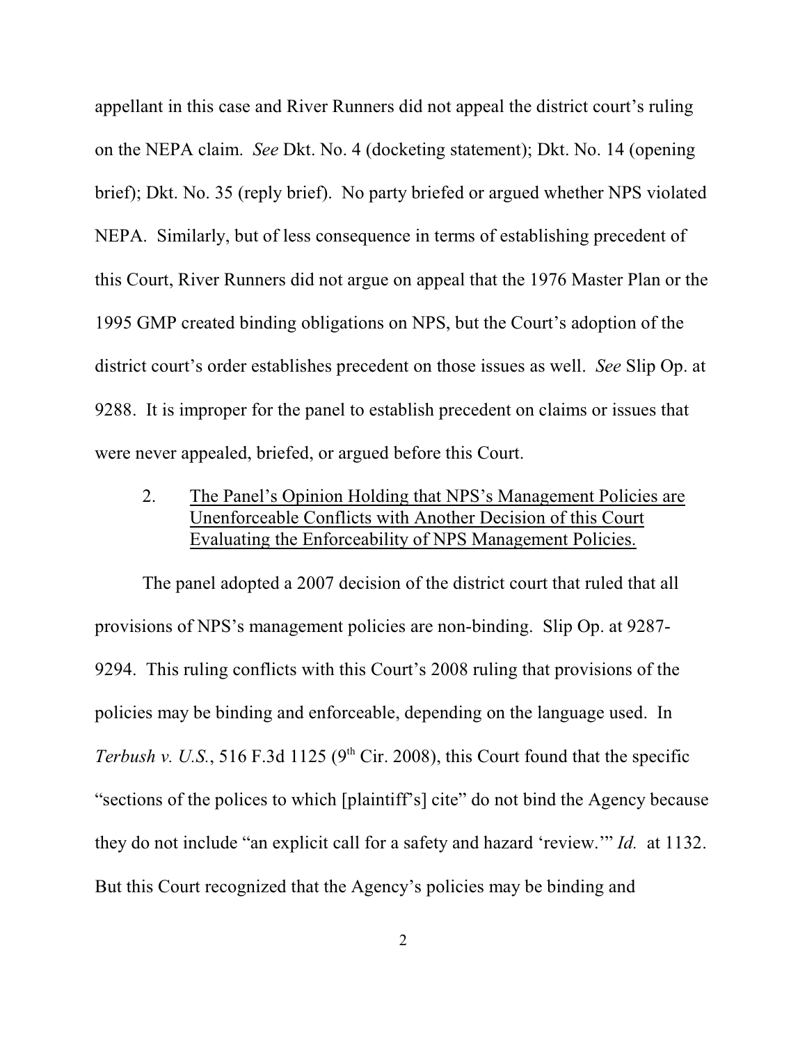appellant in this case and River Runners did not appeal the district court's ruling on the NEPA claim. *See* Dkt. No. 4 (docketing statement); Dkt. No. 14 (opening brief); Dkt. No. 35 (reply brief). No party briefed or argued whether NPS violated NEPA. Similarly, but of less consequence in terms of establishing precedent of this Court, River Runners did not argue on appeal that the 1976 Master Plan or the 1995 GMP created binding obligations on NPS, but the Court's adoption of the district court's order establishes precedent on those issues as well. *See* Slip Op. at 9288. It is improper for the panel to establish precedent on claims or issues that were never appealed, briefed, or argued before this Court.

2. <u>The Panel's Opinion Holding that NPS's Management Policies are Unenforceable Conflicts with Another Decision of this Court Evaluating the Enforceability of NPS Management Policies.</u>

The panel adopted a 2007 decision of the district court that ruled that all provisions of NPS's management policies are non-binding. Slip Op. at 9287-9294. This ruling conflicts with this Court's 2008 ruling that provisions of the policies may be binding and enforceable, depending on the language used. In *Terbush v. U.S.*, 516 F.3d 1125 (9th Cir. 2008), this Court found that the specific "sections of the polices to which [plaintiff's] cite" do not bind the Agency because they do not include "an explicit call for a safety and hazard 'review.'" *Id.* at 1132. But this Court recognized that the Agency's policies may be binding and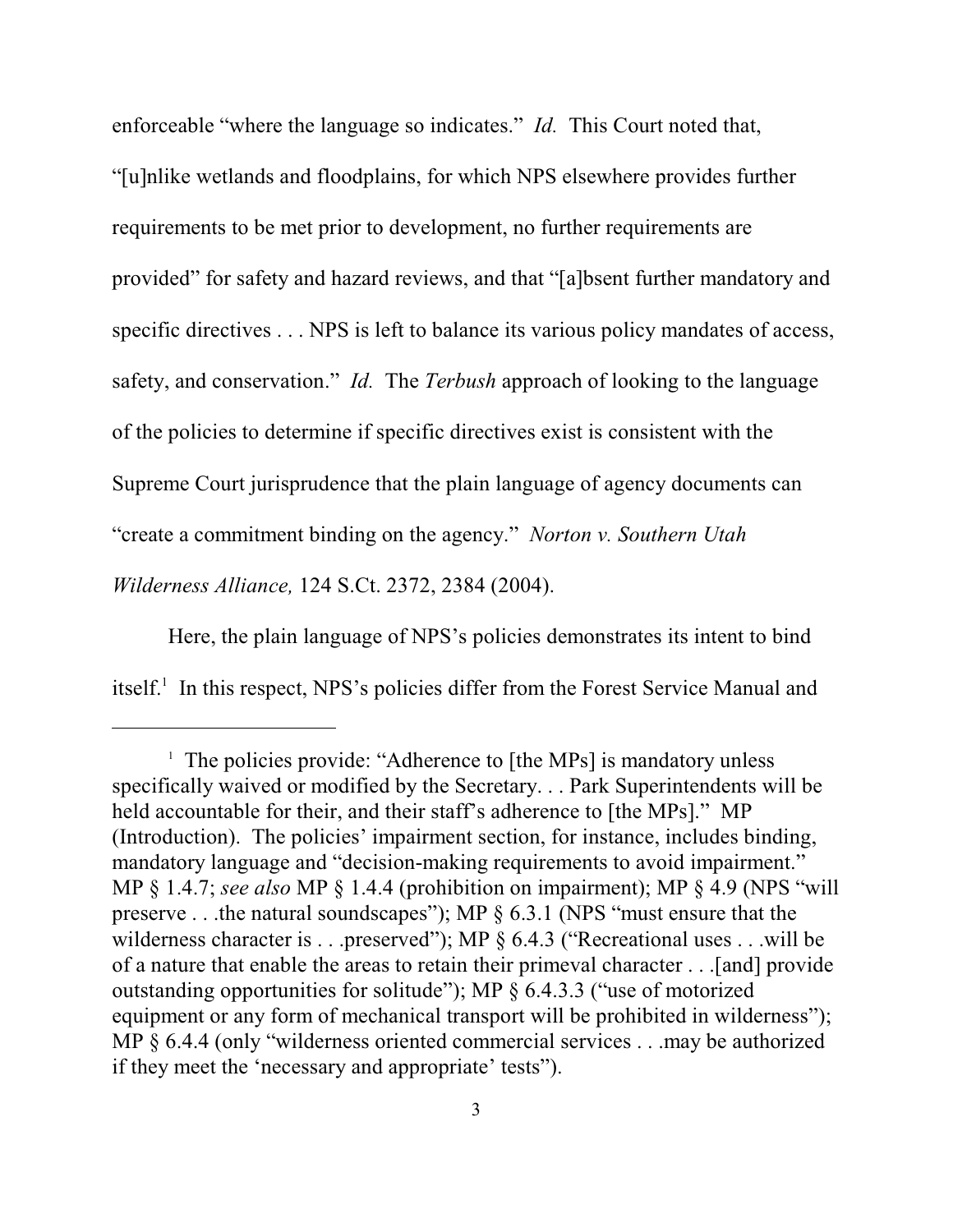enforceable "where the language so indicates." *Id.* This Court noted that, "[u]nlike wetlands and floodplains, for which NPS elsewhere provides further requirements to be met prior to development, no further requirements are provided" for safety and hazard reviews, and that "[a]bsent further mandatory and specific directives . . . NPS is left to balance its various policy mandates of access, safety, and conservation." *Id.* The *Terbush* approach of looking to the language of the policies to determine if specific directives exist is consistent with the Supreme Court jurisprudence that the plain language of agency documents can "create a commitment binding on the agency." *Norton v. Southern Utah Wilderness Alliance,* 124 S.Ct. 2372, 2384 (2004).

Here, the plain language of NPS's policies demonstrates its intent to bind itself.[1] In this respect, NPS's policies differ from the Forest Service Manual and

---

[1] The policies provide: "Adherence to [the MPs] is mandatory unless specifically waived or modified by the Secretary. . . Park Superintendents will be held accountable for their, and their staff's adherence to [the MPs]." MP (Introduction). The policies' impairment section, for instance, includes binding, mandatory language and "decision-making requirements to avoid impairment." MP § 1.4.7; *see also* MP § 1.4.4 (prohibition on impairment); MP § 4.9 (NPS "will preserve . . .the natural soundscapes"); MP § 6.3.1 (NPS "must ensure that the wilderness character is . . .preserved"); MP § 6.4.3 ("Recreational uses . . .will be of a nature that enable the areas to retain their primeval character . . .[and] provide outstanding opportunities for solitude"); MP § 6.4.3.3 ("use of motorized equipment or any form of mechanical transport will be prohibited in wilderness"); MP § 6.4.4 (only "wilderness oriented commercial services . . .may be authorized if they meet the 'necessary and appropriate' tests").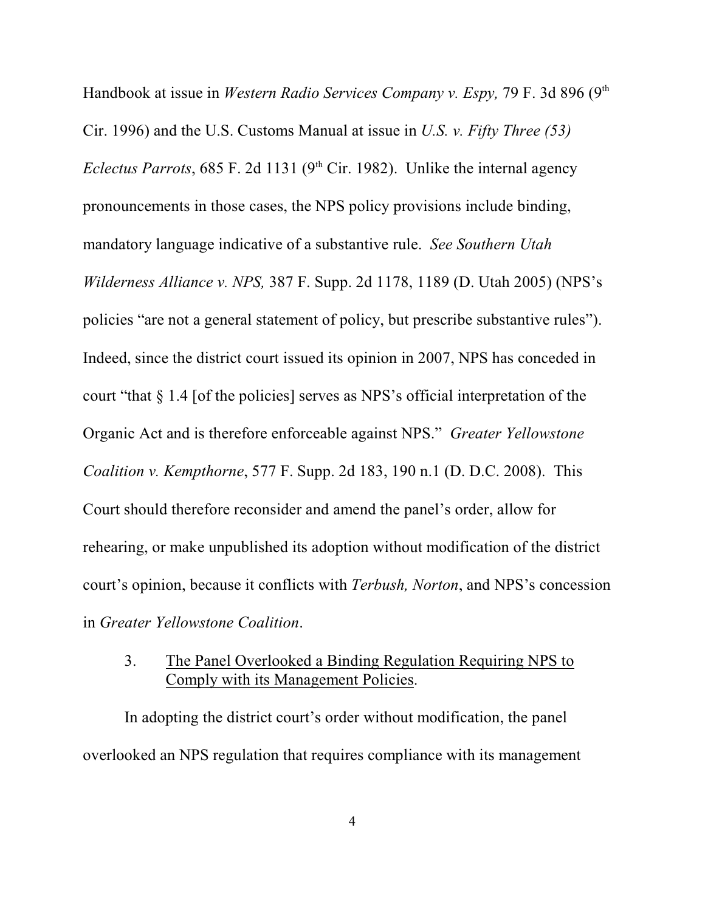Handbook at issue in *Western Radio Services Company v. Espy,* 79 F. 3d 896 (9th Cir. 1996) and the U.S. Customs Manual at issue in *U.S. v. Fifty Three (53) Eclectus Parrots*, 685 F. 2d 1131 (9th Cir. 1982). Unlike the internal agency pronouncements in those cases, the NPS policy provisions include binding, mandatory language indicative of a substantive rule. *See Southern Utah Wilderness Alliance v. NPS,* 387 F. Supp. 2d 1178, 1189 (D. Utah 2005) (NPS's policies "are not a general statement of policy, but prescribe substantive rules"). Indeed, since the district court issued its opinion in 2007, NPS has conceded in court "that § 1.4 [of the policies] serves as NPS's official interpretation of the Organic Act and is therefore enforceable against NPS." *Greater Yellowstone Coalition v. Kempthorne*, 577 F. Supp. 2d 183, 190 n.1 (D. D.C. 2008). This Court should therefore reconsider and amend the panel's order, allow for rehearing, or make unpublished its adoption without modification of the district court's opinion, because it conflicts with *Terbush, Norton*, and NPS's concession in *Greater Yellowstone Coalition*.

3. The Panel Overlooked a Binding Regulation Requiring NPS to Comply with its Management Policies.

In adopting the district court's order without modification, the panel overlooked an NPS regulation that requires compliance with its management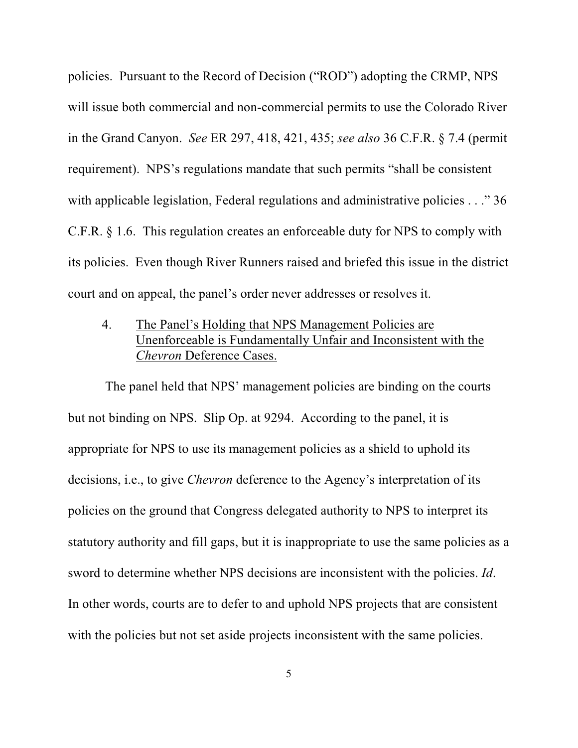policies. Pursuant to the Record of Decision ("ROD") adopting the CRMP, NPS will issue both commercial and non-commercial permits to use the Colorado River in the Grand Canyon. *See* ER 297, 418, 421, 435; *see also* 36 C.F.R. § 7.4 (permit requirement). NPS's regulations mandate that such permits "shall be consistent with applicable legislation, Federal regulations and administrative policies . . ." 36 C.F.R. § 1.6. This regulation creates an enforceable duty for NPS to comply with its policies. Even though River Runners raised and briefed this issue in the district court and on appeal, the panel's order never addresses or resolves it.

4. <u>The Panel's Holding that NPS Management Policies are Unenforceable is Fundamentally Unfair and Inconsistent with the *Chevron* Deference Cases.</u>

The panel held that NPS' management policies are binding on the courts but not binding on NPS. Slip Op. at 9294. According to the panel, it is appropriate for NPS to use its management policies as a shield to uphold its decisions, i.e., to give *Chevron* deference to the Agency's interpretation of its policies on the ground that Congress delegated authority to NPS to interpret its statutory authority and fill gaps, but it is inappropriate to use the same policies as a sword to determine whether NPS decisions are inconsistent with the policies. *Id*. In other words, courts are to defer to and uphold NPS projects that are consistent with the policies but not set aside projects inconsistent with the same policies.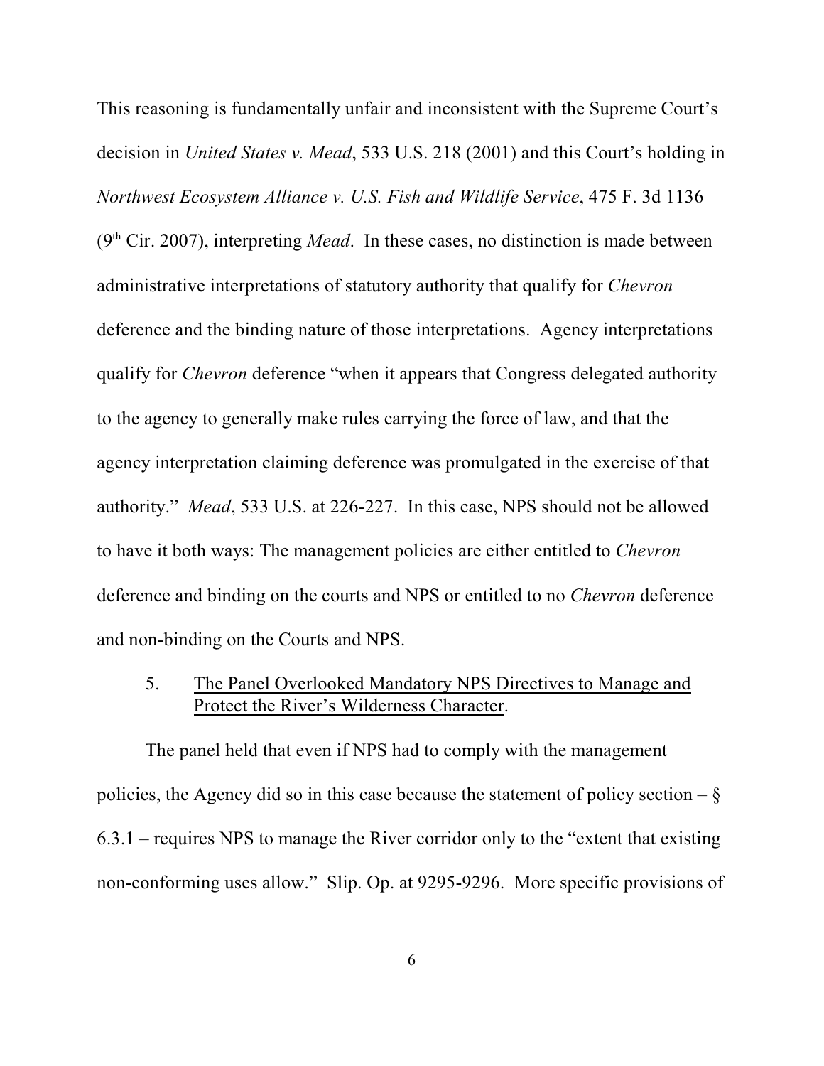This reasoning is fundamentally unfair and inconsistent with the Supreme Court's decision in *United States v. Mead*, 533 U.S. 218 (2001) and this Court's holding in *Northwest Ecosystem Alliance v. U.S. Fish and Wildlife Service*, 475 F. 3d 1136 (9th Cir. 2007), interpreting *Mead*. In these cases, no distinction is made between administrative interpretations of statutory authority that qualify for *Chevron* deference and the binding nature of those interpretations. Agency interpretations qualify for *Chevron* deference "when it appears that Congress delegated authority to the agency to generally make rules carrying the force of law, and that the agency interpretation claiming deference was promulgated in the exercise of that authority." *Mead*, 533 U.S. at 226-227. In this case, NPS should not be allowed to have it both ways: The management policies are either entitled to *Chevron* deference and binding on the courts and NPS or entitled to no *Chevron* deference and non-binding on the Courts and NPS.

5. <u>The Panel Overlooked Mandatory NPS Directives to Manage and Protect the River's Wilderness Character</u>.

The panel held that even if NPS had to comply with the management policies, the Agency did so in this case because the statement of policy section – § 6.3.1 – requires NPS to manage the River corridor only to the "extent that existing non-conforming uses allow." Slip. Op. at 9295-9296. More specific provisions of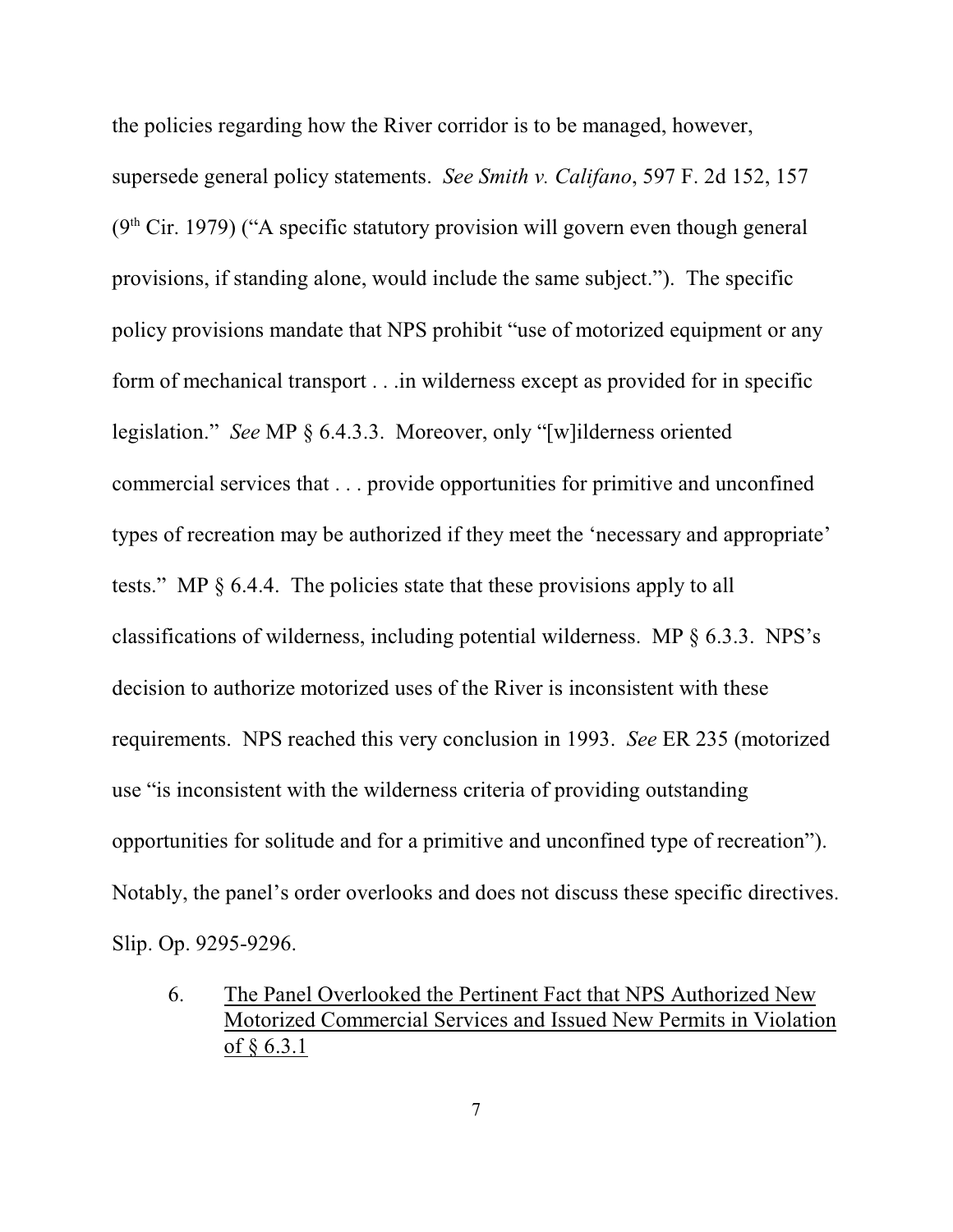the policies regarding how the River corridor is to be managed, however, supersede general policy statements. *See Smith v. Califano*, 597 F. 2d 152, 157 (9th Cir. 1979) ("A specific statutory provision will govern even though general provisions, if standing alone, would include the same subject."). The specific policy provisions mandate that NPS prohibit "use of motorized equipment or any form of mechanical transport . . .in wilderness except as provided for in specific legislation." *See* MP § 6.4.3.3. Moreover, only "[w]ilderness oriented commercial services that . . . provide opportunities for primitive and unconfined types of recreation may be authorized if they meet the 'necessary and appropriate' tests." MP § 6.4.4. The policies state that these provisions apply to all classifications of wilderness, including potential wilderness. MP § 6.3.3. NPS's decision to authorize motorized uses of the River is inconsistent with these requirements. NPS reached this very conclusion in 1993. *See* ER 235 (motorized use "is inconsistent with the wilderness criteria of providing outstanding opportunities for solitude and for a primitive and unconfined type of recreation"). Notably, the panel's order overlooks and does not discuss these specific directives. Slip. Op. 9295-9296.

6. <u>The Panel Overlooked the Pertinent Fact that NPS Authorized New Motorized Commercial Services and Issued New Permits in Violation of § 6.3.1</u>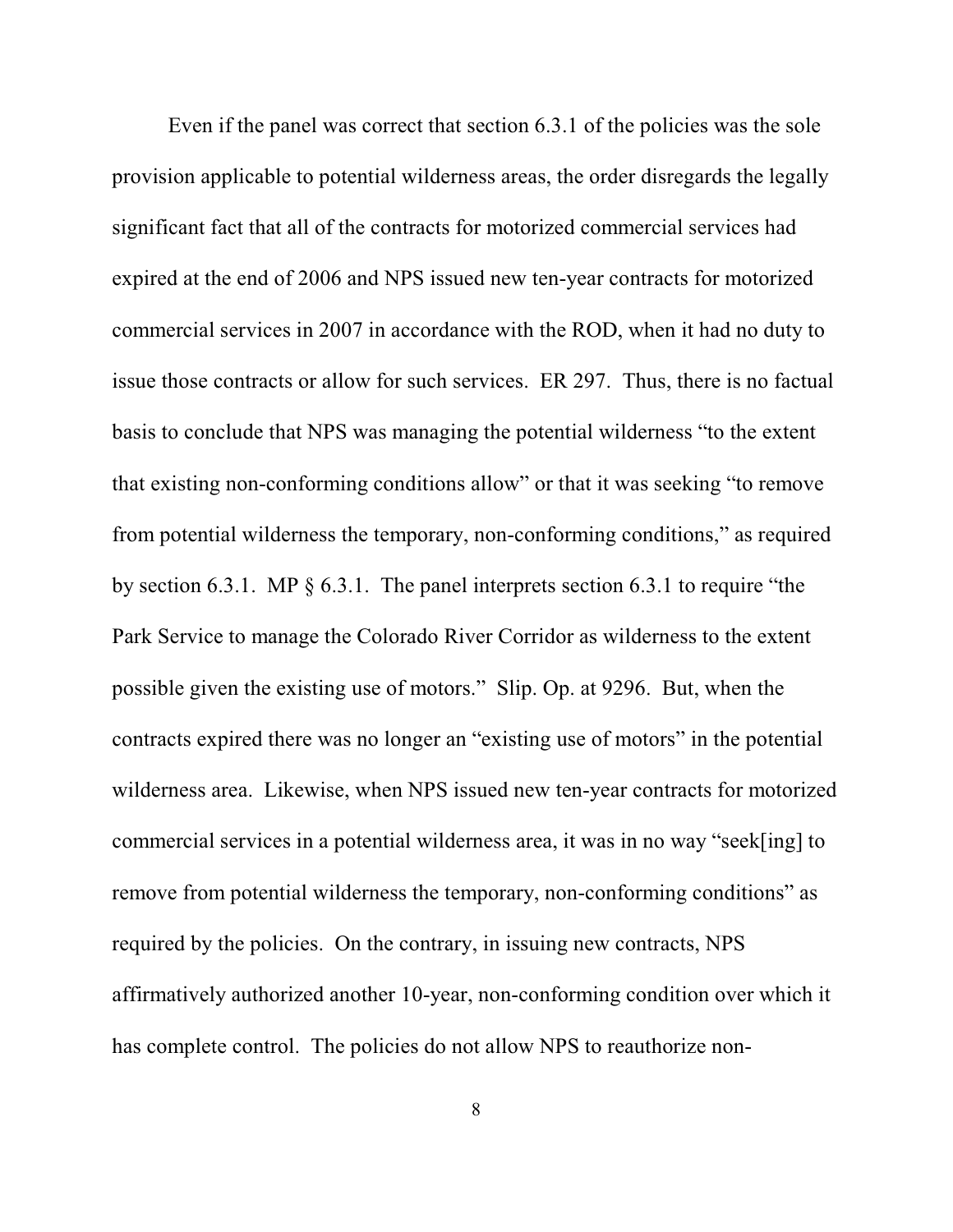Even if the panel was correct that section 6.3.1 of the policies was the sole provision applicable to potential wilderness areas, the order disregards the legally significant fact that all of the contracts for motorized commercial services had expired at the end of 2006 and NPS issued new ten-year contracts for motorized commercial services in 2007 in accordance with the ROD, when it had no duty to issue those contracts or allow for such services. ER 297. Thus, there is no factual basis to conclude that NPS was managing the potential wilderness "to the extent that existing non-conforming conditions allow" or that it was seeking "to remove from potential wilderness the temporary, non-conforming conditions," as required by section 6.3.1. MP § 6.3.1. The panel interprets section 6.3.1 to require "the Park Service to manage the Colorado River Corridor as wilderness to the extent possible given the existing use of motors." Slip. Op. at 9296. But, when the contracts expired there was no longer an "existing use of motors" in the potential wilderness area. Likewise, when NPS issued new ten-year contracts for motorized commercial services in a potential wilderness area, it was in no way "seek[ing] to remove from potential wilderness the temporary, non-conforming conditions" as required by the policies. On the contrary, in issuing new contracts, NPS affirmatively authorized another 10-year, non-conforming condition over which it has complete control. The policies do not allow NPS to reauthorize non-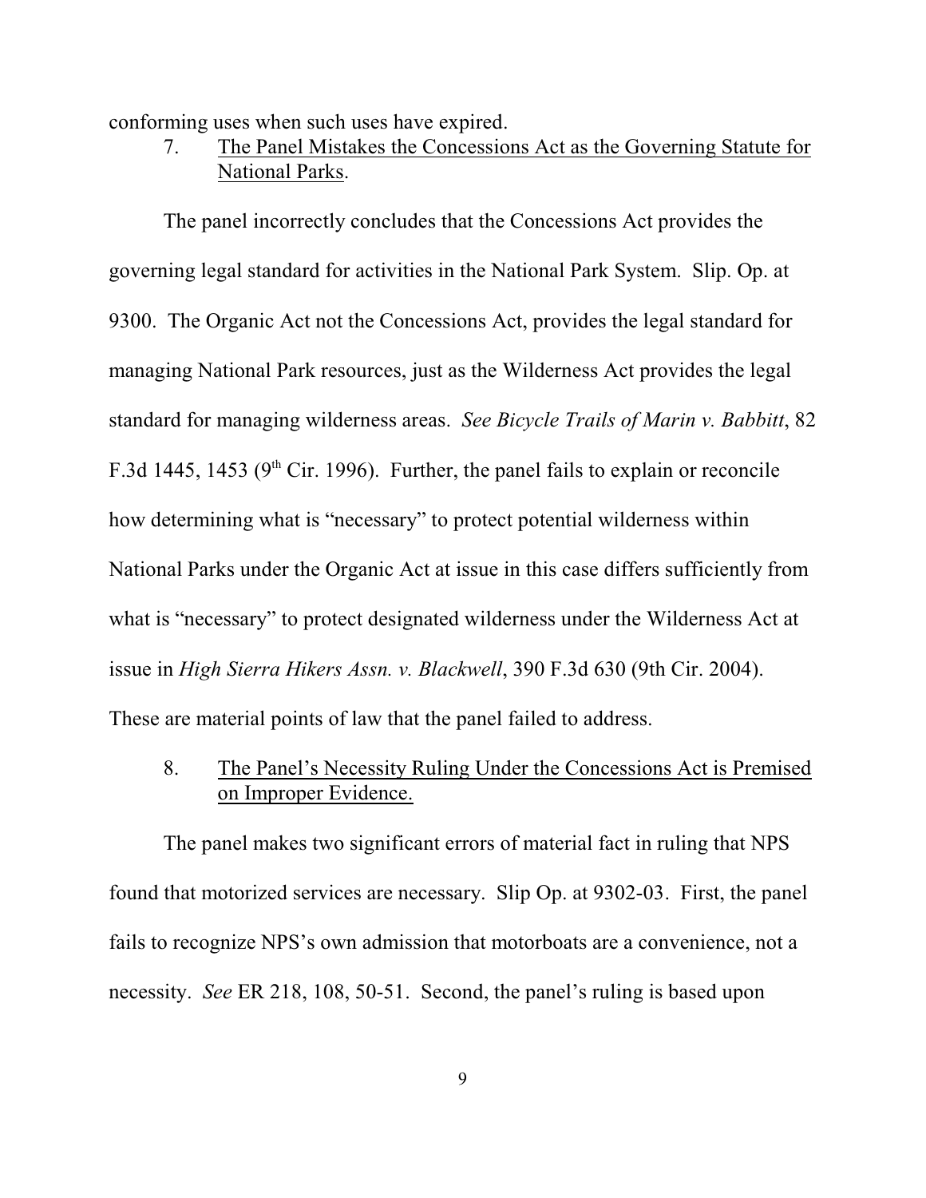conforming uses when such uses have expired.

7. The Panel Mistakes the Concessions Act as the Governing Statute for National Parks.

The panel incorrectly concludes that the Concessions Act provides the governing legal standard for activities in the National Park System. Slip. Op. at 9300. The Organic Act not the Concessions Act, provides the legal standard for managing National Park resources, just as the Wilderness Act provides the legal standard for managing wilderness areas. *See Bicycle Trails of Marin v. Babbitt*, 82 F.3d 1445, 1453 (9th Cir. 1996). Further, the panel fails to explain or reconcile how determining what is "necessary" to protect potential wilderness within National Parks under the Organic Act at issue in this case differs sufficiently from what is "necessary" to protect designated wilderness under the Wilderness Act at issue in *High Sierra Hikers Assn. v. Blackwell*, 390 F.3d 630 (9th Cir. 2004). These are material points of law that the panel failed to address.

8. The Panel's Necessity Ruling Under the Concessions Act is Premised on Improper Evidence.

The panel makes two significant errors of material fact in ruling that NPS found that motorized services are necessary. Slip Op. at 9302-03. First, the panel fails to recognize NPS's own admission that motorboats are a convenience, not a necessity. *See* ER 218, 108, 50-51. Second, the panel's ruling is based upon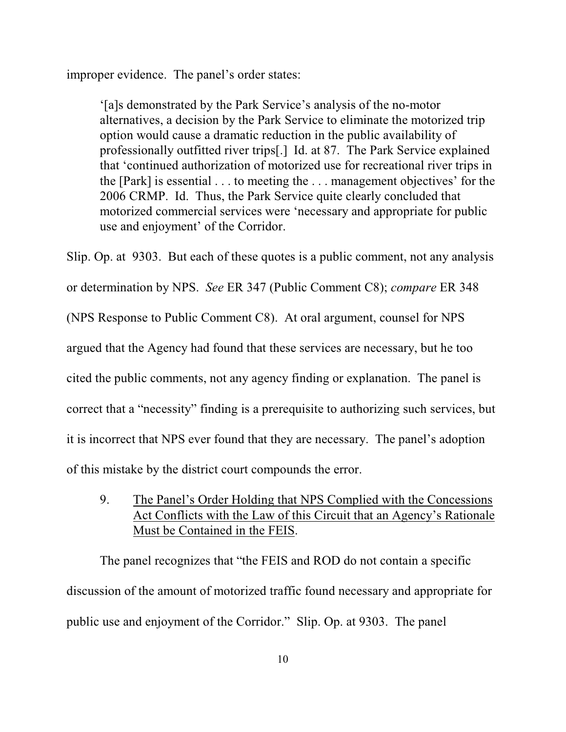improper evidence. The panel's order states:

> '[a]s demonstrated by the Park Service's analysis of the no-motor alternatives, a decision by the Park Service to eliminate the motorized trip option would cause a dramatic reduction in the public availability of professionally outfitted river trips[.] Id. at 87. The Park Service explained that 'continued authorization of motorized use for recreational river trips in the [Park] is essential . . . to meeting the . . . management objectives' for the 2006 CRMP. Id. Thus, the Park Service quite clearly concluded that motorized commercial services were 'necessary and appropriate for public use and enjoyment' of the Corridor.

Slip. Op. at 9303. But each of these quotes is a public comment, not any analysis or determination by NPS. *See* ER 347 (Public Comment C8); *compare* ER 348 (NPS Response to Public Comment C8). At oral argument, counsel for NPS argued that the Agency had found that these services are necessary, but he too cited the public comments, not any agency finding or explanation. The panel is correct that a "necessity" finding is a prerequisite to authorizing such services, but it is incorrect that NPS ever found that they are necessary. The panel's adoption of this mistake by the district court compounds the error.

9. <u>The Panel's Order Holding that NPS Complied with the Concessions Act Conflicts with the Law of this Circuit that an Agency's Rationale Must be Contained in the FEIS</u>.

The panel recognizes that "the FEIS and ROD do not contain a specific discussion of the amount of motorized traffic found necessary and appropriate for public use and enjoyment of the Corridor." Slip. Op. at 9303. The panel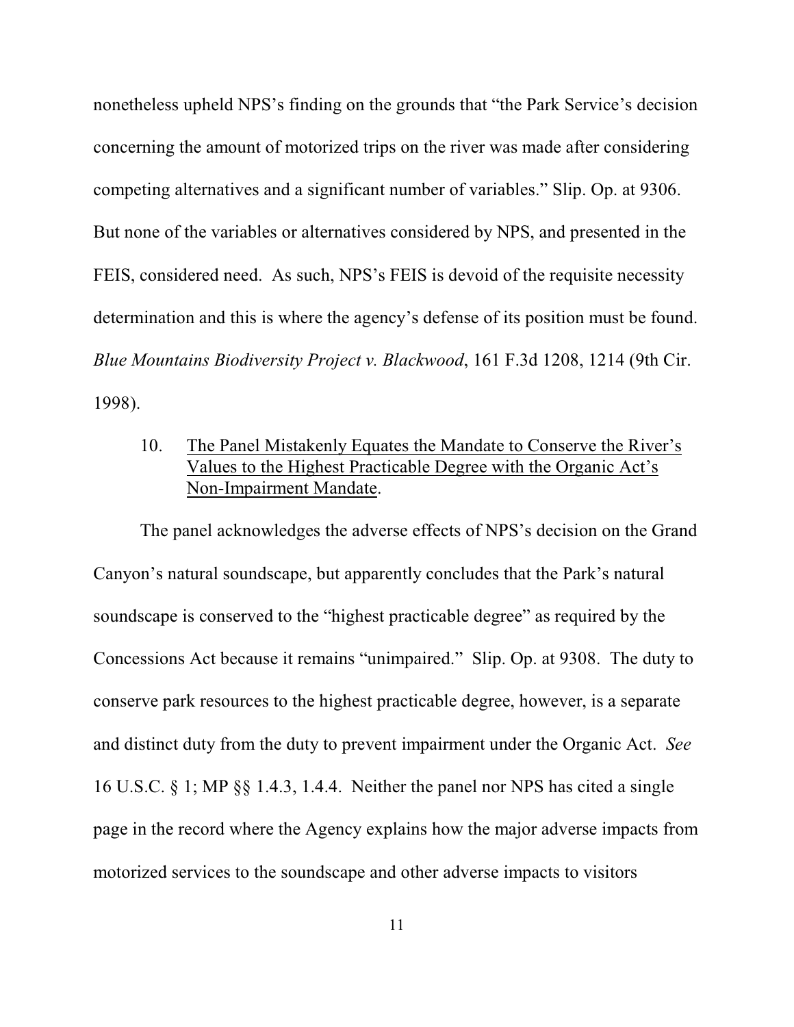nonetheless upheld NPS's finding on the grounds that "the Park Service's decision concerning the amount of motorized trips on the river was made after considering competing alternatives and a significant number of variables." Slip. Op. at 9306. But none of the variables or alternatives considered by NPS, and presented in the FEIS, considered need. As such, NPS's FEIS is devoid of the requisite necessity determination and this is where the agency's defense of its position must be found. *Blue Mountains Biodiversity Project v. Blackwood*, 161 F.3d 1208, 1214 (9th Cir. 1998).

10. <u>The Panel Mistakenly Equates the Mandate to Conserve the River's Values to the Highest Practicable Degree with the Organic Act's Non-Impairment Mandate</u>.

The panel acknowledges the adverse effects of NPS's decision on the Grand Canyon's natural soundscape, but apparently concludes that the Park's natural soundscape is conserved to the "highest practicable degree" as required by the Concessions Act because it remains "unimpaired." Slip. Op. at 9308. The duty to conserve park resources to the highest practicable degree, however, is a separate and distinct duty from the duty to prevent impairment under the Organic Act. *See* 16 U.S.C. § 1; MP §§ 1.4.3, 1.4.4. Neither the panel nor NPS has cited a single page in the record where the Agency explains how the major adverse impacts from motorized services to the soundscape and other adverse impacts to visitors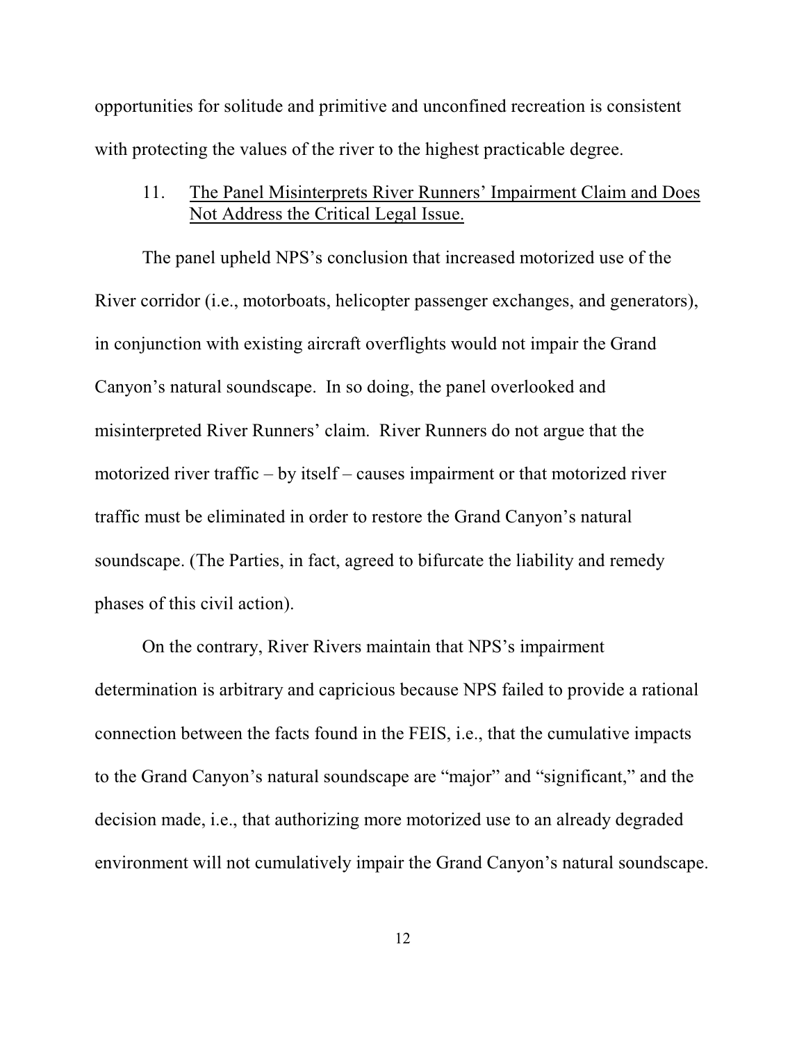opportunities for solitude and primitive and unconfined recreation is consistent with protecting the values of the river to the highest practicable degree.

### 11. <u>The Panel Misinterprets River Runners' Impairment Claim and Does Not Address the Critical Legal Issue.</u>

The panel upheld NPS's conclusion that increased motorized use of the River corridor (i.e., motorboats, helicopter passenger exchanges, and generators), in conjunction with existing aircraft overflights would not impair the Grand Canyon's natural soundscape. In so doing, the panel overlooked and misinterpreted River Runners' claim. River Runners do not argue that the motorized river traffic – by itself – causes impairment or that motorized river traffic must be eliminated in order to restore the Grand Canyon's natural soundscape. (The Parties, in fact, agreed to bifurcate the liability and remedy phases of this civil action).

On the contrary, River Rivers maintain that NPS's impairment determination is arbitrary and capricious because NPS failed to provide a rational connection between the facts found in the FEIS, i.e., that the cumulative impacts to the Grand Canyon's natural soundscape are "major" and "significant," and the decision made, i.e., that authorizing more motorized use to an already degraded environment will not cumulatively impair the Grand Canyon's natural soundscape.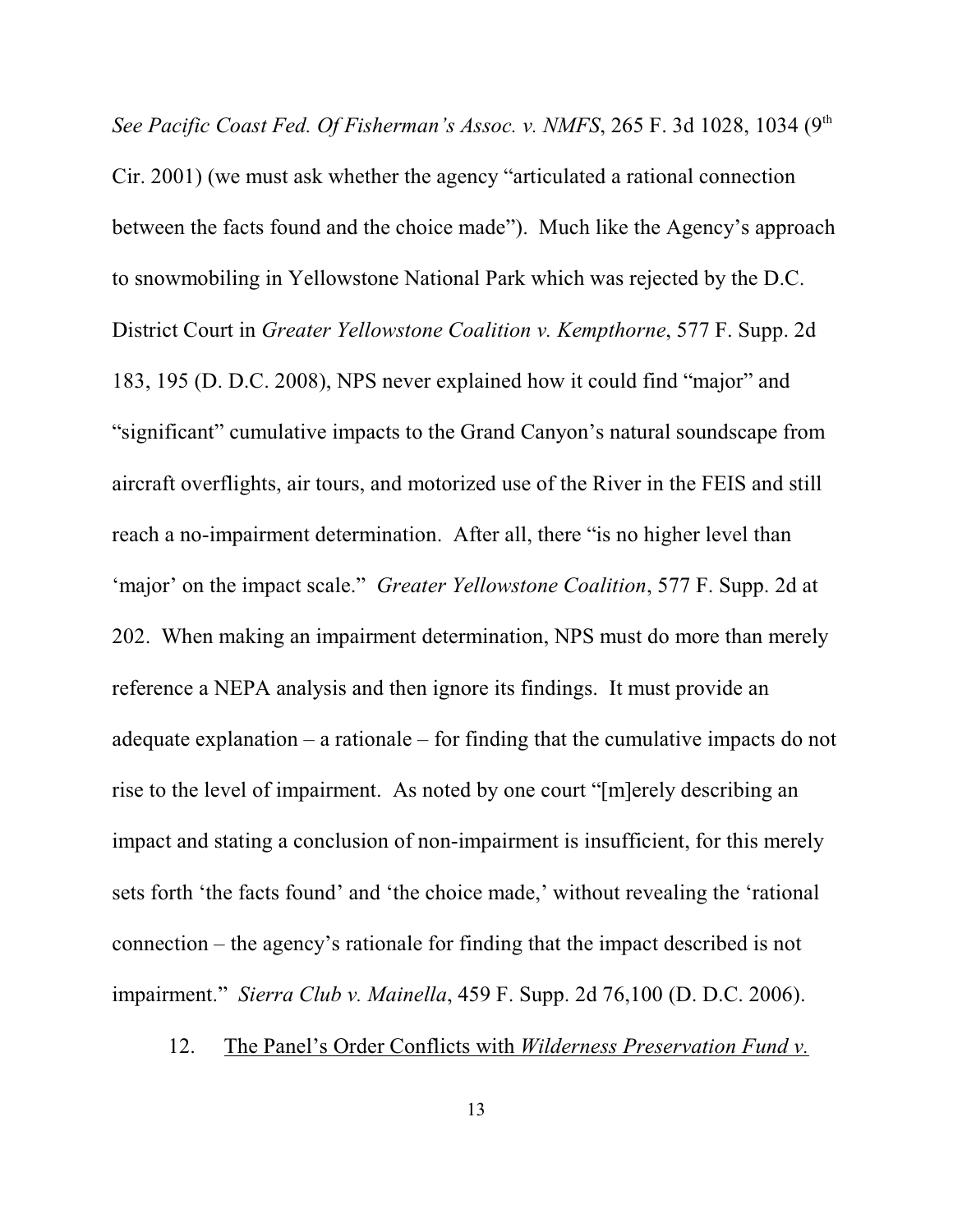*See Pacific Coast Fed. Of Fisherman's Assoc. v. NMFS*, 265 F. 3d 1028, 1034 (9th Cir. 2001) (we must ask whether the agency "articulated a rational connection between the facts found and the choice made"). Much like the Agency's approach to snowmobiling in Yellowstone National Park which was rejected by the D.C. District Court in *Greater Yellowstone Coalition v. Kempthorne*, 577 F. Supp. 2d 183, 195 (D. D.C. 2008), NPS never explained how it could find "major" and "significant" cumulative impacts to the Grand Canyon's natural soundscape from aircraft overflights, air tours, and motorized use of the River in the FEIS and still reach a no-impairment determination. After all, there "is no higher level than 'major' on the impact scale." *Greater Yellowstone Coalition*, 577 F. Supp. 2d at 202. When making an impairment determination, NPS must do more than merely reference a NEPA analysis and then ignore its findings. It must provide an adequate explanation – a rationale – for finding that the cumulative impacts do not rise to the level of impairment. As noted by one court "[m]erely describing an impact and stating a conclusion of non-impairment is insufficient, for this merely sets forth 'the facts found' and 'the choice made,' without revealing the 'rational connection – the agency's rationale for finding that the impact described is not impairment." *Sierra Club v. Mainella*, 459 F. Supp. 2d 76,100 (D. D.C. 2006).

12. The Panel's Order Conflicts with *Wilderness Preservation Fund v.*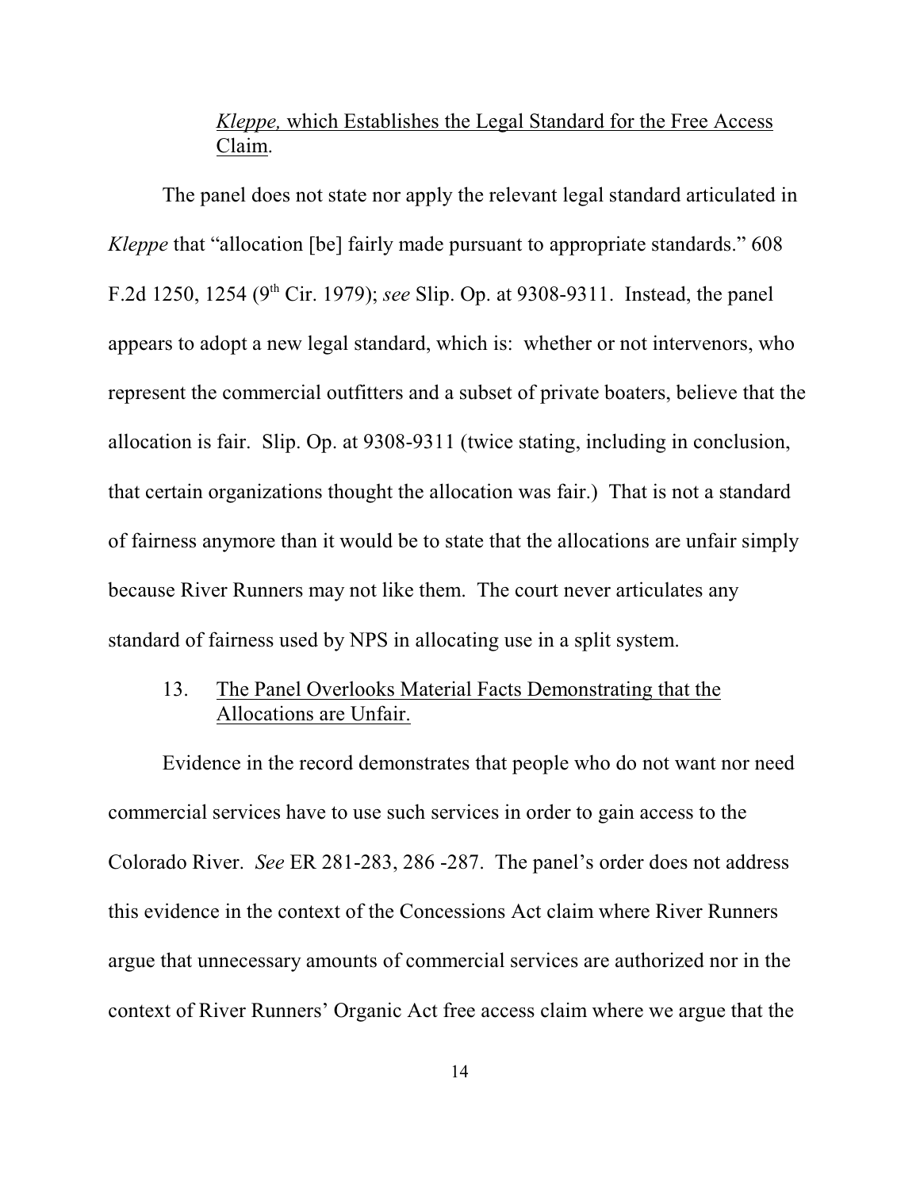*Kleppe,* which Establishes the Legal Standard for the Free Access Claim.

The panel does not state nor apply the relevant legal standard articulated in *Kleppe* that "allocation [be] fairly made pursuant to appropriate standards." 608 F.2d 1250, 1254 (9th Cir. 1979); *see* Slip. Op. at 9308-9311. Instead, the panel appears to adopt a new legal standard, which is: whether or not intervenors, who represent the commercial outfitters and a subset of private boaters, believe that the allocation is fair. Slip. Op. at 9308-9311 (twice stating, including in conclusion, that certain organizations thought the allocation was fair.) That is not a standard of fairness anymore than it would be to state that the allocations are unfair simply because River Runners may not like them. The court never articulates any standard of fairness used by NPS in allocating use in a split system.

13. The Panel Overlooks Material Facts Demonstrating that the Allocations are Unfair.

Evidence in the record demonstrates that people who do not want nor need commercial services have to use such services in order to gain access to the Colorado River. *See* ER 281-283, 286 -287. The panel's order does not address this evidence in the context of the Concessions Act claim where River Runners argue that unnecessary amounts of commercial services are authorized nor in the context of River Runners' Organic Act free access claim where we argue that the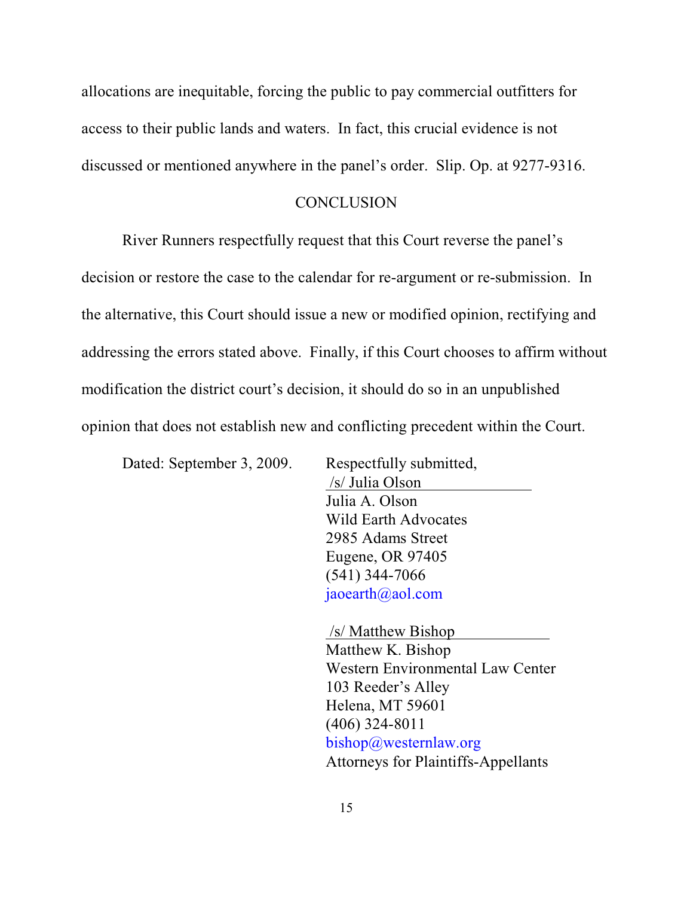allocations are inequitable, forcing the public to pay commercial outfitters for access to their public lands and waters. In fact, this crucial evidence is not discussed or mentioned anywhere in the panel's order. Slip. Op. at 9277-9316.

## CONCLUSION

River Runners respectfully request that this Court reverse the panel's decision or restore the case to the calendar for re-argument or re-submission. In the alternative, this Court should issue a new or modified opinion, rectifying and addressing the errors stated above. Finally, if this Court chooses to affirm without modification the district court's decision, it should do so in an unpublished opinion that does not establish new and conflicting precedent within the Court.

Dated: September 3, 2009.

Respectfully submitted,

/s/ Julia Olson
Julia A. Olson
Wild Earth Advocates
2985 Adams Street
Eugene, OR 97405
(541) 344-7066
jaoearth@aol.com

/s/ Matthew Bishop
Matthew K. Bishop
Western Environmental Law Center
103 Reeder's Alley
Helena, MT 59601
(406) 324-8011
bishop@westernlaw.org
Attorneys for Plaintiffs-Appellants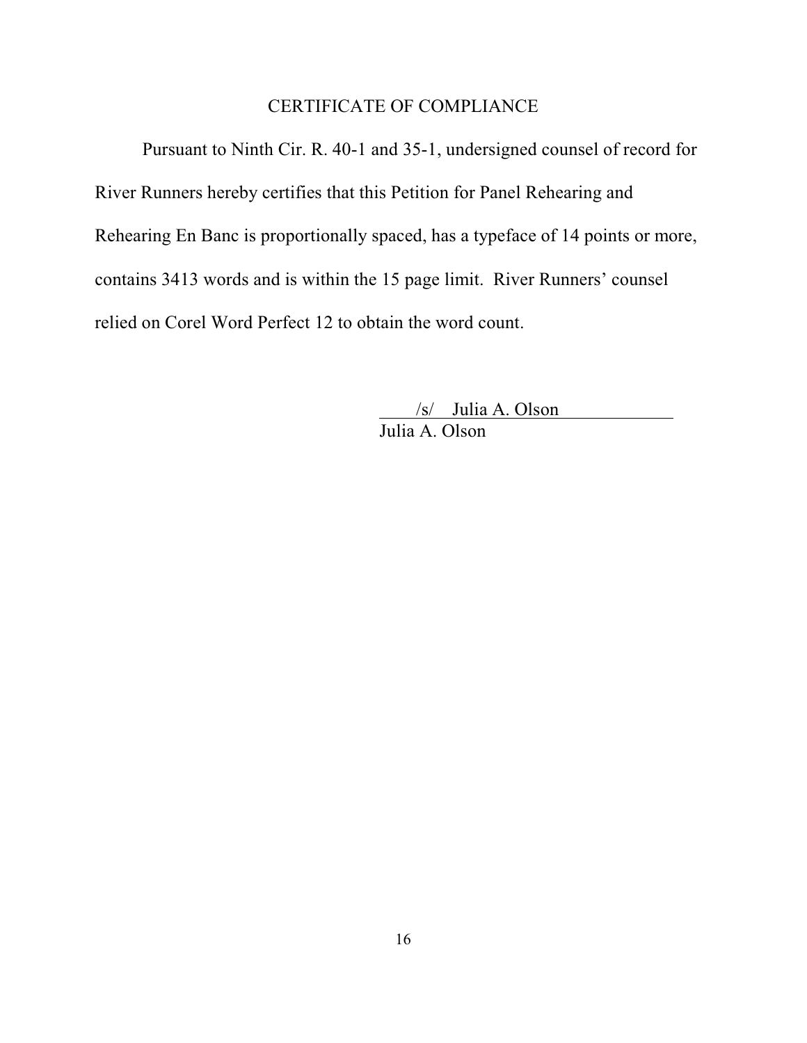## CERTIFICATE OF COMPLIANCE

Pursuant to Ninth Cir. R. 40-1 and 35-1, undersigned counsel of record for River Runners hereby certifies that this Petition for Panel Rehearing and Rehearing En Banc is proportionally spaced, has a typeface of 14 points or more, contains 3413 words and is within the 15 page limit. River Runners' counsel relied on Corel Word Perfect 12 to obtain the word count.

/s/ Julia A. Olson
Julia A. Olson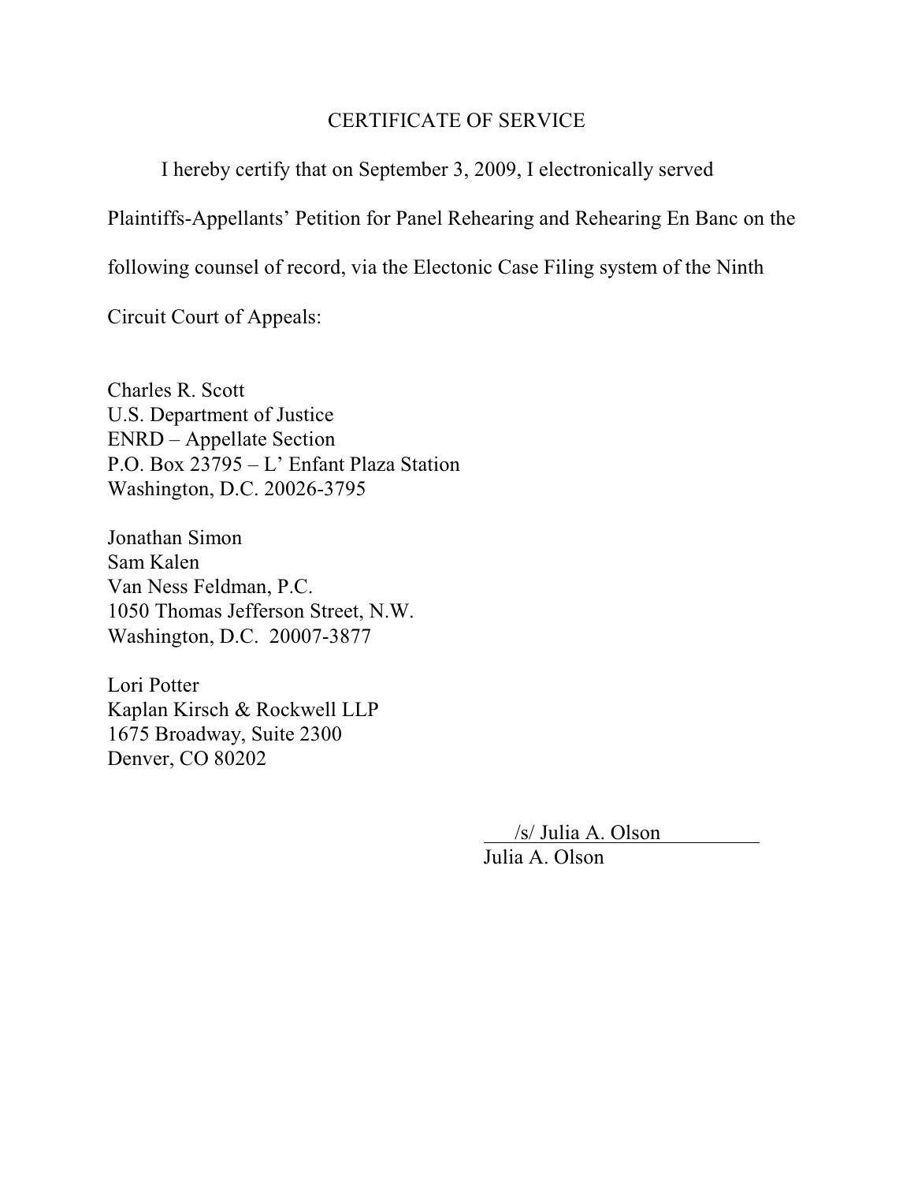# CERTIFICATE OF SERVICE

I hereby certify that on September 3, 2009, I electronically served Plaintiffs-Appellants' Petition for Panel Rehearing and Rehearing En Banc on the following counsel of record, via the Electonic Case Filing system of the Ninth Circuit Court of Appeals:

Charles R. Scott
U.S. Department of Justice
ENRD – Appellate Section
P.O. Box 23795 – L' Enfant Plaza Station
Washington, D.C. 20026-3795

Jonathan Simon
Sam Kalen
Van Ness Feldman, P.C.
1050 Thomas Jefferson Street, N.W.
Washington, D.C. 20007-3877

Lori Potter
Kaplan Kirsch & Rockwell LLP
1675 Broadway, Suite 2300
Denver, CO 80202

/s/ Julia A. Olson
Julia A. Olson